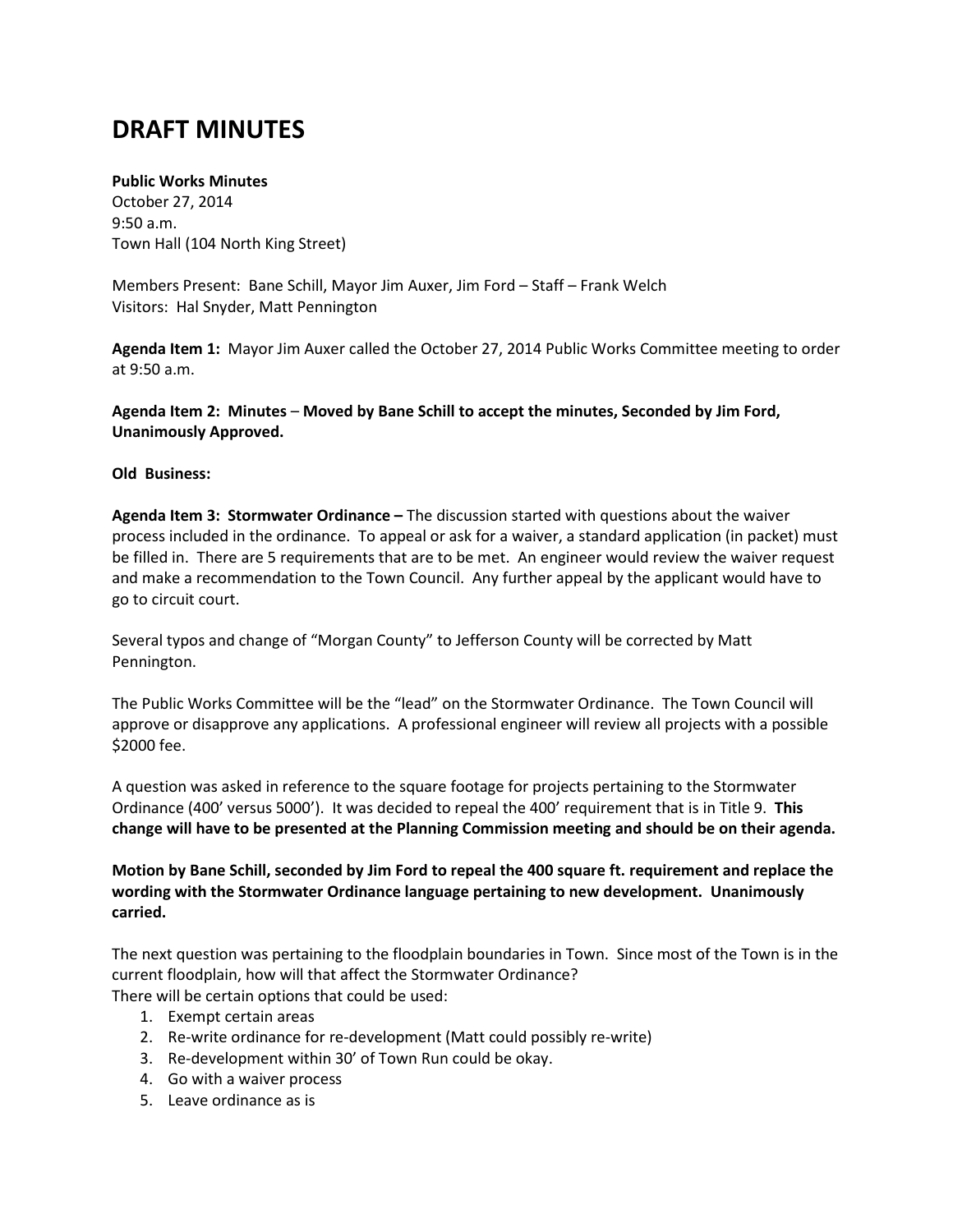# DRAFT MINUTES

**Public Works Minutes**
October 27, 2014
9:50 a.m.
Town Hall (104 North King Street)

Members Present: Bane Schill, Mayor Jim Auxer, Jim Ford – Staff – Frank Welch
Visitors: Hal Snyder, Matt Pennington

**Agenda Item 1:** Mayor Jim Auxer called the October 27, 2014 Public Works Committee meeting to order at 9:50 a.m.

**Agenda Item 2: Minutes – Moved by Bane Schill to accept the minutes, Seconded by Jim Ford, Unanimously Approved.**

**Old Business:**

**Agenda Item 3: Stormwater Ordinance –** The discussion started with questions about the waiver process included in the ordinance. To appeal or ask for a waiver, a standard application (in packet) must be filled in. There are 5 requirements that are to be met. An engineer would review the waiver request and make a recommendation to the Town Council. Any further appeal by the applicant would have to go to circuit court.

Several typos and change of "Morgan County" to Jefferson County will be corrected by Matt Pennington.

The Public Works Committee will be the "lead" on the Stormwater Ordinance. The Town Council will approve or disapprove any applications. A professional engineer will review all projects with a possible $2000 fee.

A question was asked in reference to the square footage for projects pertaining to the Stormwater Ordinance (400' versus 5000'). It was decided to repeal the 400' requirement that is in Title 9. **This change will have to be presented at the Planning Commission meeting and should be on their agenda.**

**Motion by Bane Schill, seconded by Jim Ford to repeal the 400 square ft. requirement and replace the wording with the Stormwater Ordinance language pertaining to new development. Unanimously carried.**

The next question was pertaining to the floodplain boundaries in Town. Since most of the Town is in the current floodplain, how will that affect the Stormwater Ordinance?
There will be certain options that could be used:

1. Exempt certain areas
2. Re-write ordinance for re-development (Matt could possibly re-write)
3. Re-development within 30' of Town Run could be okay.
4. Go with a waiver process
5. Leave ordinance as is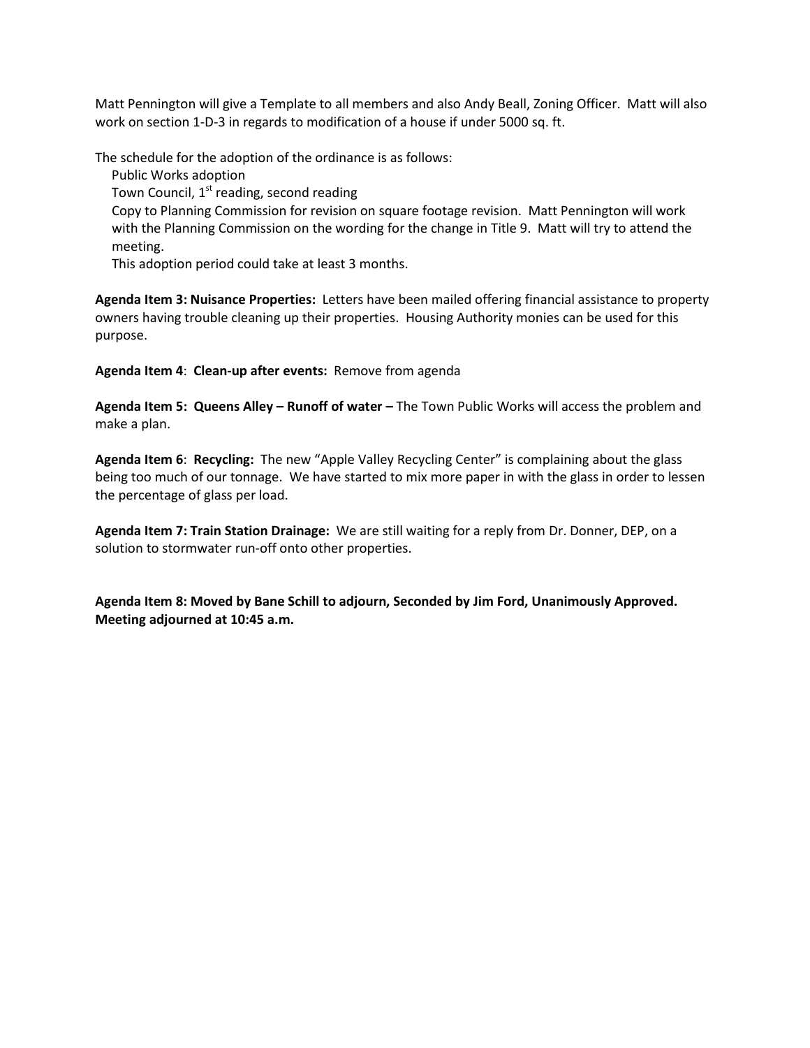Matt Pennington will give a Template to all members and also Andy Beall, Zoning Officer. Matt will also work on section 1-D-3 in regards to modification of a house if under 5000 sq. ft.

The schedule for the adoption of the ordinance is as follows:

Public Works adoption
Town Council, 1st reading, second reading
Copy to Planning Commission for revision on square footage revision. Matt Pennington will work with the Planning Commission on the wording for the change in Title 9. Matt will try to attend the meeting.
This adoption period could take at least 3 months.

**Agenda Item 3: Nuisance Properties:** Letters have been mailed offering financial assistance to property owners having trouble cleaning up their properties. Housing Authority monies can be used for this purpose.

**Agenda Item 4**: **Clean-up after events:** Remove from agenda

**Agenda Item 5: Queens Alley – Runoff of water –** The Town Public Works will access the problem and make a plan.

**Agenda Item 6**: **Recycling:** The new "Apple Valley Recycling Center" is complaining about the glass being too much of our tonnage. We have started to mix more paper in with the glass in order to lessen the percentage of glass per load.

**Agenda Item 7: Train Station Drainage:** We are still waiting for a reply from Dr. Donner, DEP, on a solution to stormwater run-off onto other properties.

**Agenda Item 8: Moved by Bane Schill to adjourn, Seconded by Jim Ford, Unanimously Approved. Meeting adjourned at 10:45 a.m.**